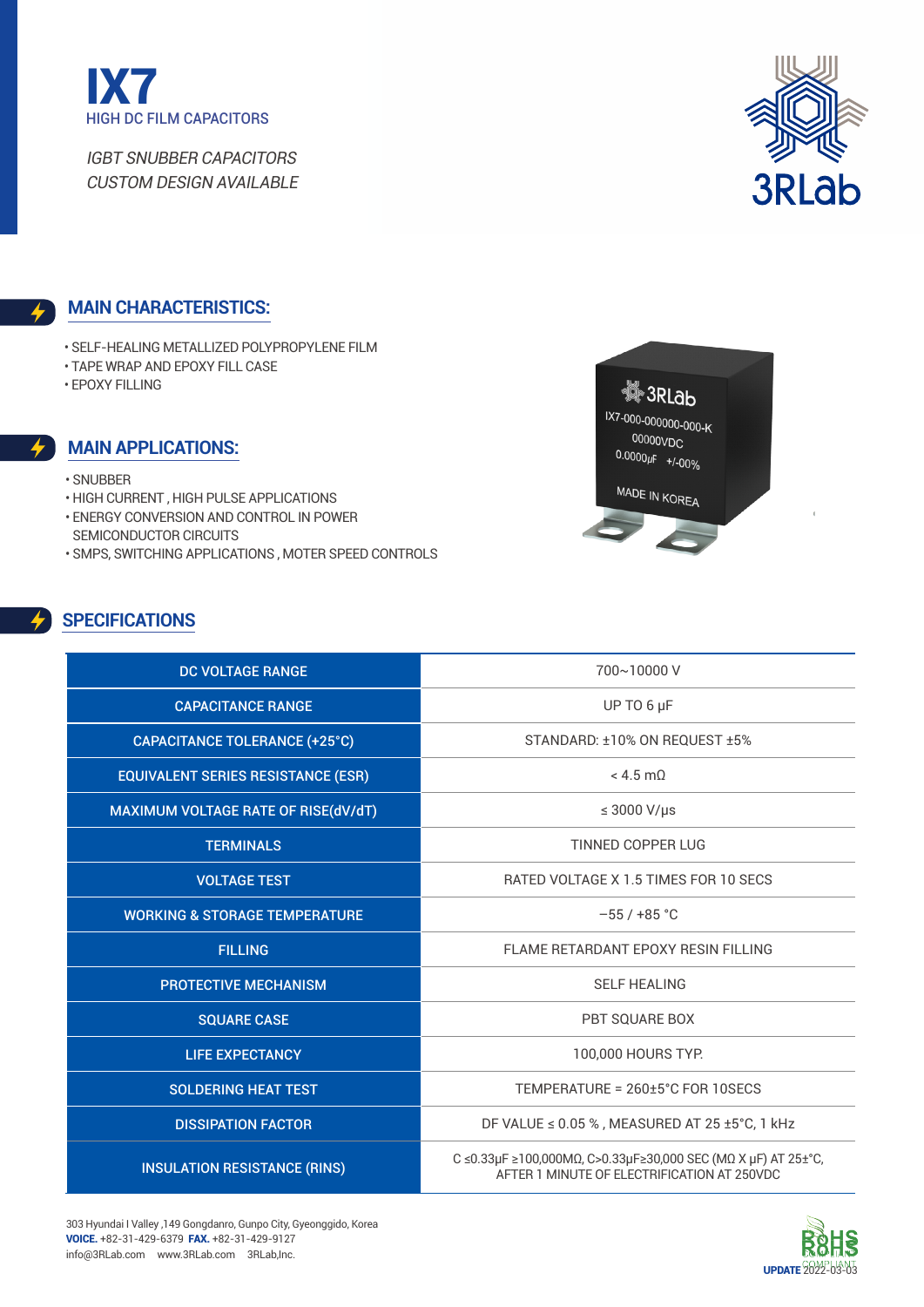# IX7

HIGH DC FILM CAPACITORS

*IGBT SNUBBER CAPACITORS*
*CUSTOM DESIGN AVAILABLE*

3RLab

## MAIN CHARACTERISTICS:

- SELF-HEALING METALLIZED POLYPROPYLENE FILM
- TAPE WRAP AND EPOXY FILL CASE
- EPOXY FILLING

## MAIN APPLICATIONS:

- SNUBBER
- HIGH CURRENT , HIGH PULSE APPLICATIONS
- ENERGY CONVERSION AND CONTROL IN POWER SEMICONDUCTOR CIRCUITS
- SMPS, SWITCHING APPLICATIONS , MOTER SPEED CONTROLS

## SPECIFICATIONS

| | |
|---|---|
| DC VOLTAGE RANGE | 700~10000 V |
| CAPACITANCE RANGE | UP TO 6 μF |
| CAPACITANCE TOLERANCE (+25°C) | STANDARD: ±10% ON REQUEST ±5% |
| EQUIVALENT SERIES RESISTANCE (ESR) | < 4.5 mΩ |
| MAXIMUM VOLTAGE RATE OF RISE(dV/dT) | ≤ 3000 V/μs |
| TERMINALS | TINNED COPPER LUG |
| VOLTAGE TEST | RATED VOLTAGE X 1.5 TIMES FOR 10 SECS |
| WORKING & STORAGE TEMPERATURE | −55 / +85 °C |
| FILLING | FLAME RETARDANT EPOXY RESIN FILLING |
| PROTECTIVE MECHANISM | SELF HEALING |
| SQUARE CASE | PBT SQUARE BOX |
| LIFE EXPECTANCY | 100,000 HOURS TYP. |
| SOLDERING HEAT TEST | TEMPERATURE = 260±5°C FOR 10SECS |
| DISSIPATION FACTOR | DF VALUE ≤ 0.05 % , MEASURED AT 25 ±5°C, 1 kHz |
| INSULATION RESISTANCE (RINS) | C ≤0.33μF ≥100,000MΩ, C>0.33μF≥30,000 SEC (MΩ X μF) AT 25±°C, AFTER 1 MINUTE OF ELECTRIFICATION AT 250VDC |

303 Hyundai I Valley ,149 Gongdanro, Gunpo City, Gyeonggido, Korea
**VOICE.** +82-31-429-6379 **FAX.** +82-31-429-9127
info@3RLab.com www.3RLab.com 3RLab,Inc.

RoHS COMPLIANT

**UPDATE** 2022-03-03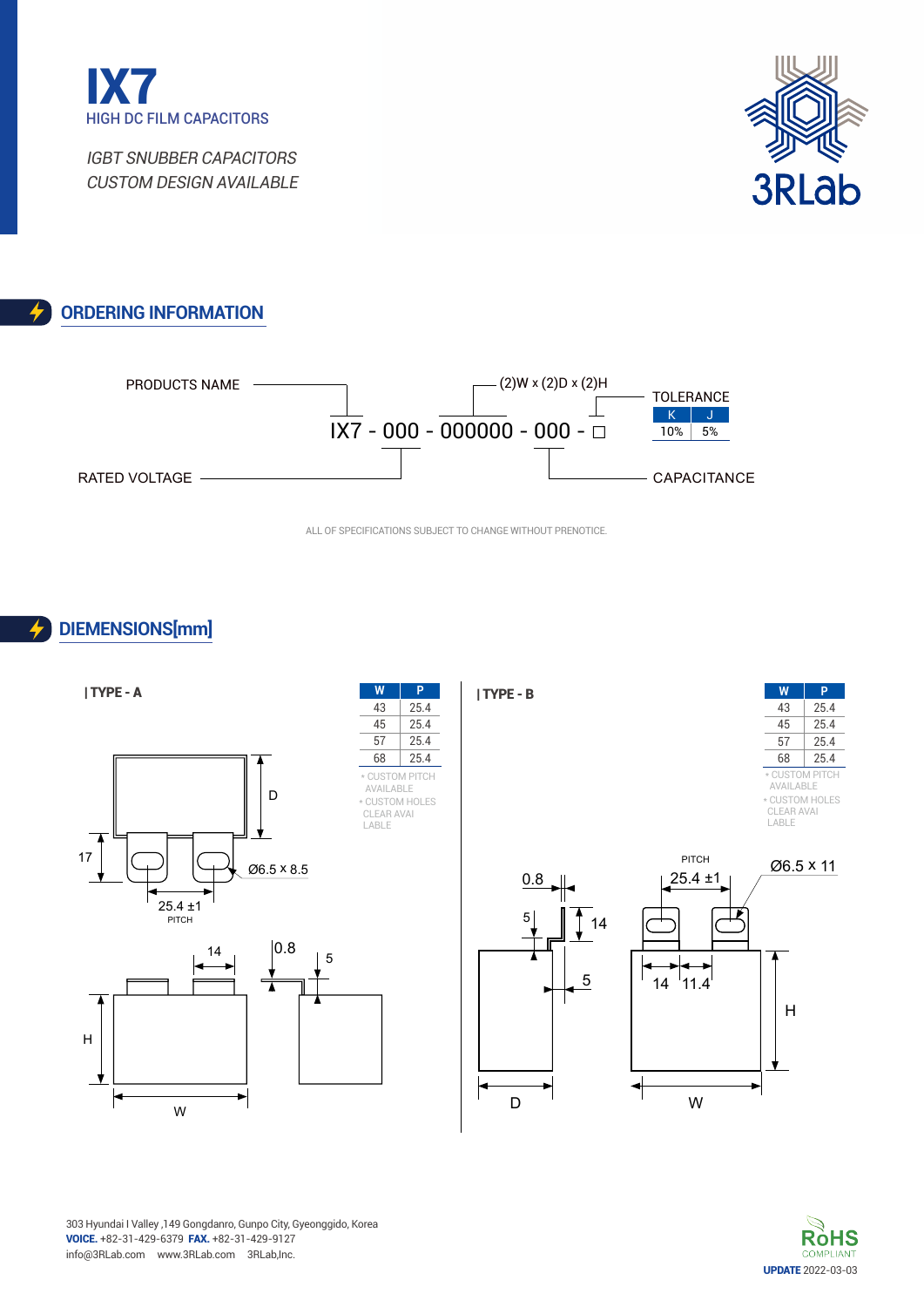# IX7

HIGH DC FILM CAPACITORS

*IGBT SNUBBER CAPACITORS*
*CUSTOM DESIGN AVAILABLE*

## ORDERING INFORMATION

IX7 - 000 - 000000 - 000 - □

- PRODUCTS NAME
- RATED VOLTAGE
- (2)W x (2)D x (2)H
- CAPACITANCE
- TOLERANCE

| K | J |
|---|---|
| 10% | 5% |

ALL OF SPECIFICATIONS SUBJECT TO CHANGE WITHOUT PRENOTICE.

## DIEMENSIONS[mm]

### | TYPE - A

| W | P |
|---|---|
| 43 | 25.4 |
| 45 | 25.4 |
| 57 | 25.4 |
| 68 | 25.4 |

- CUSTOM PITCH AVAILABLE
- CUSTOM HOLES CLEAR AVAI LABLE

D, 17, Ø6.5 x 8.5, 25.4 ±1 PITCH, 14, 0.8, 5, H, W

### | TYPE - B

| W | P |
|---|---|
| 43 | 25.4 |
| 45 | 25.4 |
| 57 | 25.4 |
| 68 | 25.4 |

- CUSTOM PITCH AVAILABLE
- CUSTOM HOLES CLEAR AVAI LABLE

0.8, 5, 14, 5, D, PITCH 25.4 ±1, Ø6.5 x 11, 14, 11.4, H, W

303 Hyundai I Valley ,149 Gongdanro, Gunpo City, Gyeonggido, Korea
**VOICE.** +82-31-429-6379 **FAX.** +82-31-429-9127
info@3RLab.com www.3RLab.com 3RLab,Inc.

RoHS COMPLIANT

**UPDATE** 2022-03-03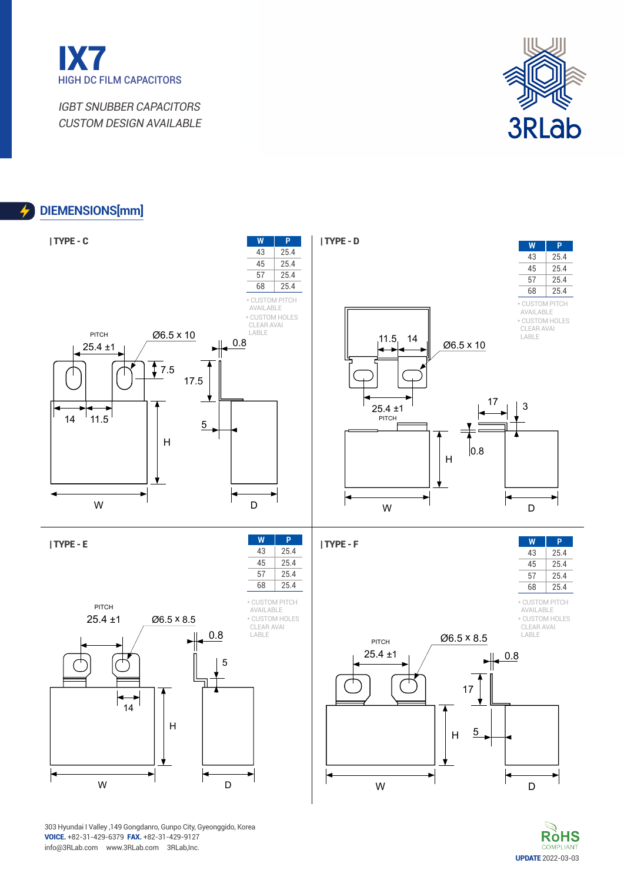# IX7

HIGH DC FILM CAPACITORS

*IGBT SNUBBER CAPACITORS*
*CUSTOM DESIGN AVAILABLE*

## DIEMENSIONS[mm]

### | TYPE - C

| W | P |
|---|---|
| 43 | 25.4 |
| 45 | 25.4 |
| 57 | 25.4 |
| 68 | 25.4 |

- CUSTOM PITCH AVAILABLE
- CUSTOM HOLES CLEAR AVAI LABLE

PITCH 25.4 ±1, Ø6.5 x 10, 0.8, 7.5, 17.5, 5, 14, 11.5, H, W, D

### | TYPE - D

| W | P |
|---|---|
| 43 | 25.4 |
| 45 | 25.4 |
| 57 | 25.4 |
| 68 | 25.4 |

- CUSTOM PITCH AVAILABLE
- CUSTOM HOLES CLEAR AVAI LABLE

11.5, 14, Ø6.5 x 10, 25.4 ±1 PITCH, 17, 3, 0.8, H, W, D

### | TYPE - E

| W | P |
|---|---|
| 43 | 25.4 |
| 45 | 25.4 |
| 57 | 25.4 |
| 68 | 25.4 |

- CUSTOM PITCH AVAILABLE
- CUSTOM HOLES CLEAR AVAI LABLE

PITCH 25.4 ±1, Ø6.5 x 8.5, 0.8, 5, 14, H, W, D

### | TYPE - F

| W | P |
|---|---|
| 43 | 25.4 |
| 45 | 25.4 |
| 57 | 25.4 |
| 68 | 25.4 |

- CUSTOM PITCH AVAILABLE
- CUSTOM HOLES CLEAR AVAI LABLE

PITCH 25.4 ±1, Ø6.5 x 8.5, 0.8, 17, 5, H, W, D

303 Hyundai I Valley ,149 Gongdanro, Gunpo City, Gyeonggido, Korea
**VOICE.** +82-31-429-6379 **FAX.** +82-31-429-9127
info@3RLab.com www.3RLab.com 3RLab,Inc.

RoHS COMPLIANT
**UPDATE** 2022-03-03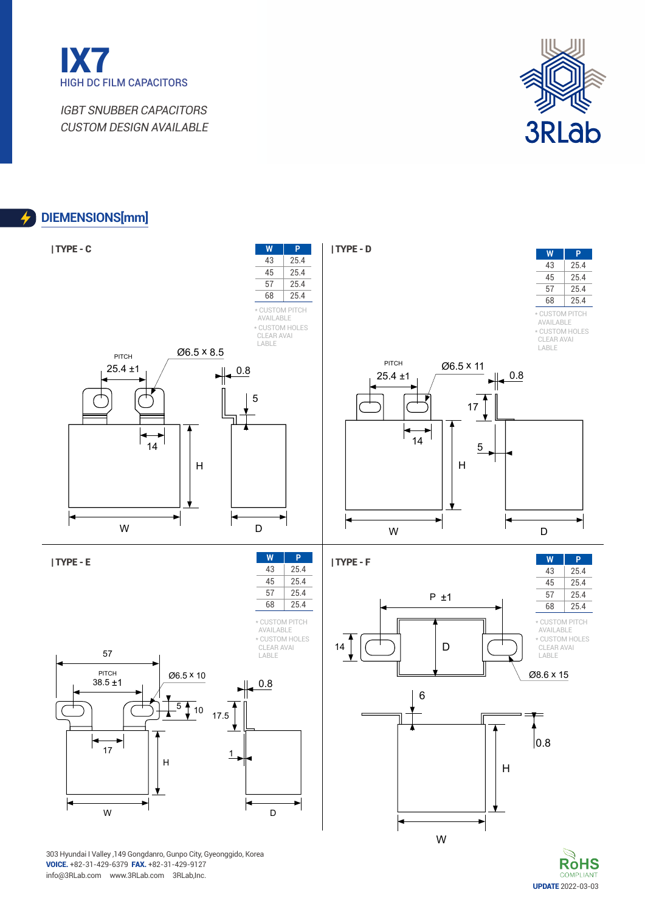# IX7

HIGH DC FILM CAPACITORS

*IGBT SNUBBER CAPACITORS*
*CUSTOM DESIGN AVAILABLE*

3RLab

## DIEMENSIONS[mm]

### | TYPE - C

| W | P |
|---|---|
| 43 | 25.4 |
| 45 | 25.4 |
| 57 | 25.4 |
| 68 | 25.4 |

- CUSTOM PITCH AVAILABLE
- CUSTOM HOLES CLEAR AVAI LABLE

PITCH 25.4 ±1, Ø6.5 x 8.5, 0.8, 5, 14, H, W, D

### | TYPE - D

| W | P |
|---|---|
| 43 | 25.4 |
| 45 | 25.4 |
| 57 | 25.4 |
| 68 | 25.4 |

- CUSTOM PITCH AVAILABLE
- CUSTOM HOLES CLEAR AVAI LABLE

PITCH 25.4 ±1, Ø6.5 x 11, 0.8, 17, 14, 5, H, W, D

### | TYPE - E

| W | P |
|---|---|
| 43 | 25.4 |
| 45 | 25.4 |
| 57 | 25.4 |
| 68 | 25.4 |

- CUSTOM PITCH AVAILABLE
- CUSTOM HOLES CLEAR AVAI LABLE

57, PITCH 38.5 ±1, Ø6.5 x 10, 0.8, 5, 10, 17.5, 17, 1, H, W, D

### | TYPE - F

| W | P |
|---|---|
| 43 | 25.4 |
| 45 | 25.4 |
| 57 | 25.4 |
| 68 | 25.4 |

- CUSTOM PITCH AVAILABLE
- CUSTOM HOLES CLEAR AVAI LABLE

P ±1, 14, D, Ø8.6 x 15, 6, 0.8, H, W

303 Hyundai I Valley ,149 Gongdanro, Gunpo City, Gyeonggido, Korea
**VOICE.** +82-31-429-6379 **FAX.** +82-31-429-9127
info@3RLab.com www.3RLab.com 3RLab,Inc.

RoHS COMPLIANT

**UPDATE** 2022-03-03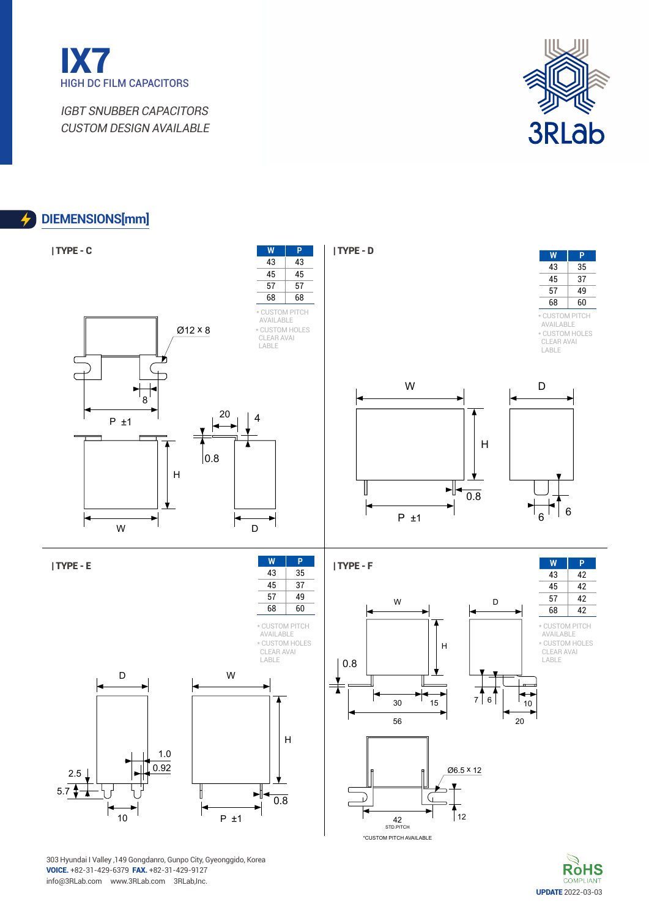# IX7

HIGH DC FILM CAPACITORS

*IGBT SNUBBER CAPACITORS*
*CUSTOM DESIGN AVAILABLE*

3RLab

## DIEMENSIONS[mm]

### | TYPE - C

| W | P |
|---|---|
| 43 | 43 |
| 45 | 45 |
| 57 | 57 |
| 68 | 68 |

- CUSTOM PITCH AVAILABLE
- CUSTOM HOLES CLEAR AVAI LABLE

Ø12 x 8, 8, P ±1, 20, 4, 0.8, H, W, D

### | TYPE - D

| W | P |
|---|---|
| 43 | 35 |
| 45 | 37 |
| 57 | 49 |
| 68 | 60 |

- CUSTOM PITCH AVAILABLE
- CUSTOM HOLES CLEAR AVAI LABLE

W, D, H, 0.8, P ±1, 6, 6

### | TYPE - E

| W | P |
|---|---|
| 43 | 35 |
| 45 | 37 |
| 57 | 49 |
| 68 | 60 |

- CUSTOM PITCH AVAILABLE
- CUSTOM HOLES CLEAR AVAI LABLE

D, W, H, 1.0, 0.92, 2.5, 5.7, 10, P ±1, 0.8

### | TYPE - F

| W | P |
|---|---|
| 43 | 42 |
| 45 | 42 |
| 57 | 42 |
| 68 | 42 |

- CUSTOM PITCH AVAILABLE
- CUSTOM HOLES CLEAR AVAI LABLE

W, D, H, 0.8, 30, 15, 56, 7, 6, 10, 20, Ø6.5 x 12, 42 STD.PITCH, 12

*CUSTOM PITCH AVAILABLE

303 Hyundai I Valley ,149 Gongdanro, Gunpo City, Gyeonggido, Korea
**VOICE.** +82-31-429-6379 **FAX.** +82-31-429-9127
info@3RLab.com www.3RLab.com 3RLab,Inc.

RoHS COMPLIANT

**UPDATE** 2022-03-03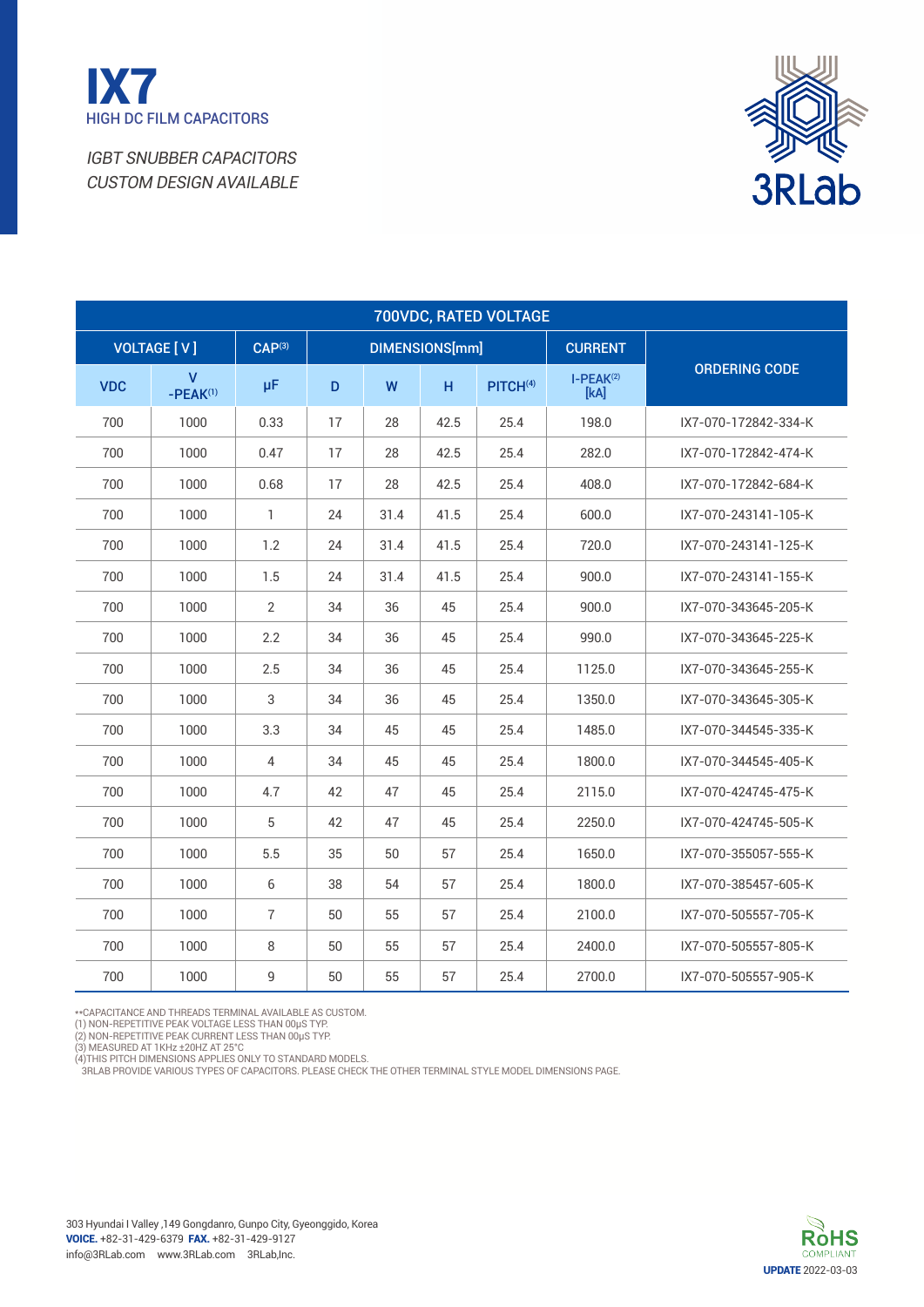# IX7

HIGH DC FILM CAPACITORS

*IGBT SNUBBER CAPACITORS*
*CUSTOM DESIGN AVAILABLE*

3RLab

| 700VDC, RATED VOLTAGE | | | | | | | | |
|---|---|---|---|---|---|---|---|---|
| VOLTAGE [ V ] | | CAP[3] | DIMENSIONS[mm] | | | | CURRENT | ORDERING CODE |
| VDC | V -PEAK[1] | μF | D | W | H | PITCH[4] | I-PEAK[2] [kA] | |
| 700 | 1000 | 0.33 | 17 | 28 | 42.5 | 25.4 | 198.0 | IX7-070-172842-334-K |
| 700 | 1000 | 0.47 | 17 | 28 | 42.5 | 25.4 | 282.0 | IX7-070-172842-474-K |
| 700 | 1000 | 0.68 | 17 | 28 | 42.5 | 25.4 | 408.0 | IX7-070-172842-684-K |
| 700 | 1000 | 1 | 24 | 31.4 | 41.5 | 25.4 | 600.0 | IX7-070-243141-105-K |
| 700 | 1000 | 1.2 | 24 | 31.4 | 41.5 | 25.4 | 720.0 | IX7-070-243141-125-K |
| 700 | 1000 | 1.5 | 24 | 31.4 | 41.5 | 25.4 | 900.0 | IX7-070-243141-155-K |
| 700 | 1000 | 2 | 34 | 36 | 45 | 25.4 | 900.0 | IX7-070-343645-205-K |
| 700 | 1000 | 2.2 | 34 | 36 | 45 | 25.4 | 990.0 | IX7-070-343645-225-K |
| 700 | 1000 | 2.5 | 34 | 36 | 45 | 25.4 | 1125.0 | IX7-070-343645-255-K |
| 700 | 1000 | 3 | 34 | 36 | 45 | 25.4 | 1350.0 | IX7-070-343645-305-K |
| 700 | 1000 | 3.3 | 34 | 45 | 45 | 25.4 | 1485.0 | IX7-070-344545-335-K |
| 700 | 1000 | 4 | 34 | 45 | 45 | 25.4 | 1800.0 | IX7-070-344545-405-K |
| 700 | 1000 | 4.7 | 42 | 47 | 45 | 25.4 | 2115.0 | IX7-070-424745-475-K |
| 700 | 1000 | 5 | 42 | 47 | 45 | 25.4 | 2250.0 | IX7-070-424745-505-K |
| 700 | 1000 | 5.5 | 35 | 50 | 57 | 25.4 | 1650.0 | IX7-070-355057-555-K |
| 700 | 1000 | 6 | 38 | 54 | 57 | 25.4 | 1800.0 | IX7-070-385457-605-K |
| 700 | 1000 | 7 | 50 | 55 | 57 | 25.4 | 2100.0 | IX7-070-505557-705-K |
| 700 | 1000 | 8 | 50 | 55 | 57 | 25.4 | 2400.0 | IX7-070-505557-805-K |
| 700 | 1000 | 9 | 50 | 55 | 57 | 25.4 | 2700.0 | IX7-070-505557-905-K |

**CAPACITANCE AND THREADS TERMINAL AVAILABLE AS CUSTOM.
(1) NON-REPETITIVE PEAK VOLTAGE LESS THAN 00μS TYP.
(2) NON-REPETITIVE PEAK CURRENT LESS THAN 00μS TYP.
(3) MEASURED AT 1KHz ±20HZ AT 25°C
(4)THIS PITCH DIMENSIONS APPLIES ONLY TO STANDARD MODELS.
3RLAB PROVIDE VARIOUS TYPES OF CAPACITORS. PLEASE CHECK THE OTHER TERMINAL STYLE MODEL DIMENSIONS PAGE.

303 Hyundai I Valley ,149 Gongdanro, Gunpo City, Gyeonggido, Korea
**VOICE.** +82-31-429-6379 **FAX.** +82-31-429-9127
info@3RLab.com www.3RLab.com 3RLab,Inc.

RoHS COMPLIANT
**UPDATE** 2022-03-03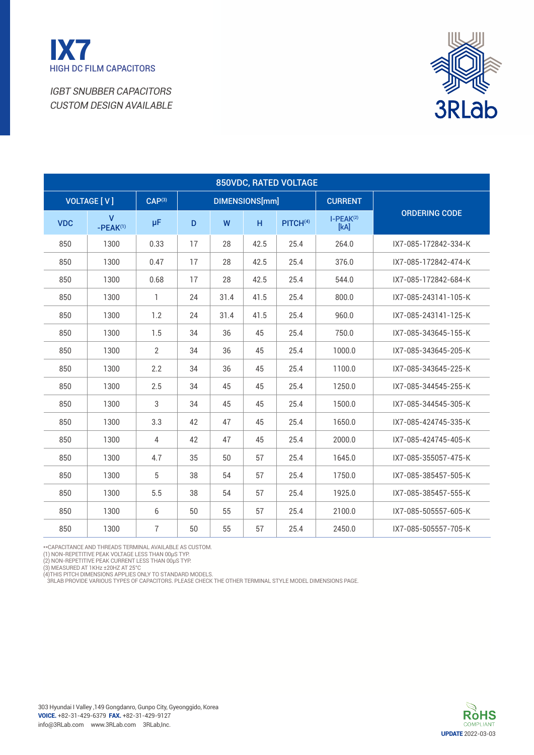# IX7

HIGH DC FILM CAPACITORS

*IGBT SNUBBER CAPACITORS*
*CUSTOM DESIGN AVAILABLE*

3RLab

| 850VDC, RATED VOLTAGE | | | | | | | | |
|---|---|---|---|---|---|---|---|---|
| VOLTAGE [ V ] | | CAP[3] | DIMENSIONS[mm] | | | | CURRENT | ORDERING CODE |
| VDC | V -PEAK[1] | μF | D | W | H | PITCH[4] | I-PEAK[2] [kA] | |
| 850 | 1300 | 0.33 | 17 | 28 | 42.5 | 25.4 | 264.0 | IX7-085-172842-334-K |
| 850 | 1300 | 0.47 | 17 | 28 | 42.5 | 25.4 | 376.0 | IX7-085-172842-474-K |
| 850 | 1300 | 0.68 | 17 | 28 | 42.5 | 25.4 | 544.0 | IX7-085-172842-684-K |
| 850 | 1300 | 1 | 24 | 31.4 | 41.5 | 25.4 | 800.0 | IX7-085-243141-105-K |
| 850 | 1300 | 1.2 | 24 | 31.4 | 41.5 | 25.4 | 960.0 | IX7-085-243141-125-K |
| 850 | 1300 | 1.5 | 34 | 36 | 45 | 25.4 | 750.0 | IX7-085-343645-155-K |
| 850 | 1300 | 2 | 34 | 36 | 45 | 25.4 | 1000.0 | IX7-085-343645-205-K |
| 850 | 1300 | 2.2 | 34 | 36 | 45 | 25.4 | 1100.0 | IX7-085-343645-225-K |
| 850 | 1300 | 2.5 | 34 | 45 | 45 | 25.4 | 1250.0 | IX7-085-344545-255-K |
| 850 | 1300 | 3 | 34 | 45 | 45 | 25.4 | 1500.0 | IX7-085-344545-305-K |
| 850 | 1300 | 3.3 | 42 | 47 | 45 | 25.4 | 1650.0 | IX7-085-424745-335-K |
| 850 | 1300 | 4 | 42 | 47 | 45 | 25.4 | 2000.0 | IX7-085-424745-405-K |
| 850 | 1300 | 4.7 | 35 | 50 | 57 | 25.4 | 1645.0 | IX7-085-355057-475-K |
| 850 | 1300 | 5 | 38 | 54 | 57 | 25.4 | 1750.0 | IX7-085-385457-505-K |
| 850 | 1300 | 5.5 | 38 | 54 | 57 | 25.4 | 1925.0 | IX7-085-385457-555-K |
| 850 | 1300 | 6 | 50 | 55 | 57 | 25.4 | 2100.0 | IX7-085-505557-605-K |
| 850 | 1300 | 7 | 50 | 55 | 57 | 25.4 | 2450.0 | IX7-085-505557-705-K |

**CAPACITANCE AND THREADS TERMINAL AVAILABLE AS CUSTOM.
(1) NON-REPETITIVE PEAK VOLTAGE LESS THAN 00μS TYP.
(2) NON-REPETITIVE PEAK CURRENT LESS THAN 00μS TYP.
(3) MEASURED AT 1KHz ±20HZ AT 25°C
(4)THIS PITCH DIMENSIONS APPLIES ONLY TO STANDARD MODELS.
3RLAB PROVIDE VARIOUS TYPES OF CAPACITORS. PLEASE CHECK THE OTHER TERMINAL STYLE MODEL DIMENSIONS PAGE.

303 Hyundai I Valley ,149 Gongdanro, Gunpo City, Gyeonggido, Korea
**VOICE.** +82-31-429-6379 **FAX.** +82-31-429-9127
info@3RLab.com www.3RLab.com 3RLab,Inc.

RoHS COMPLIANT
**UPDATE** 2022-03-03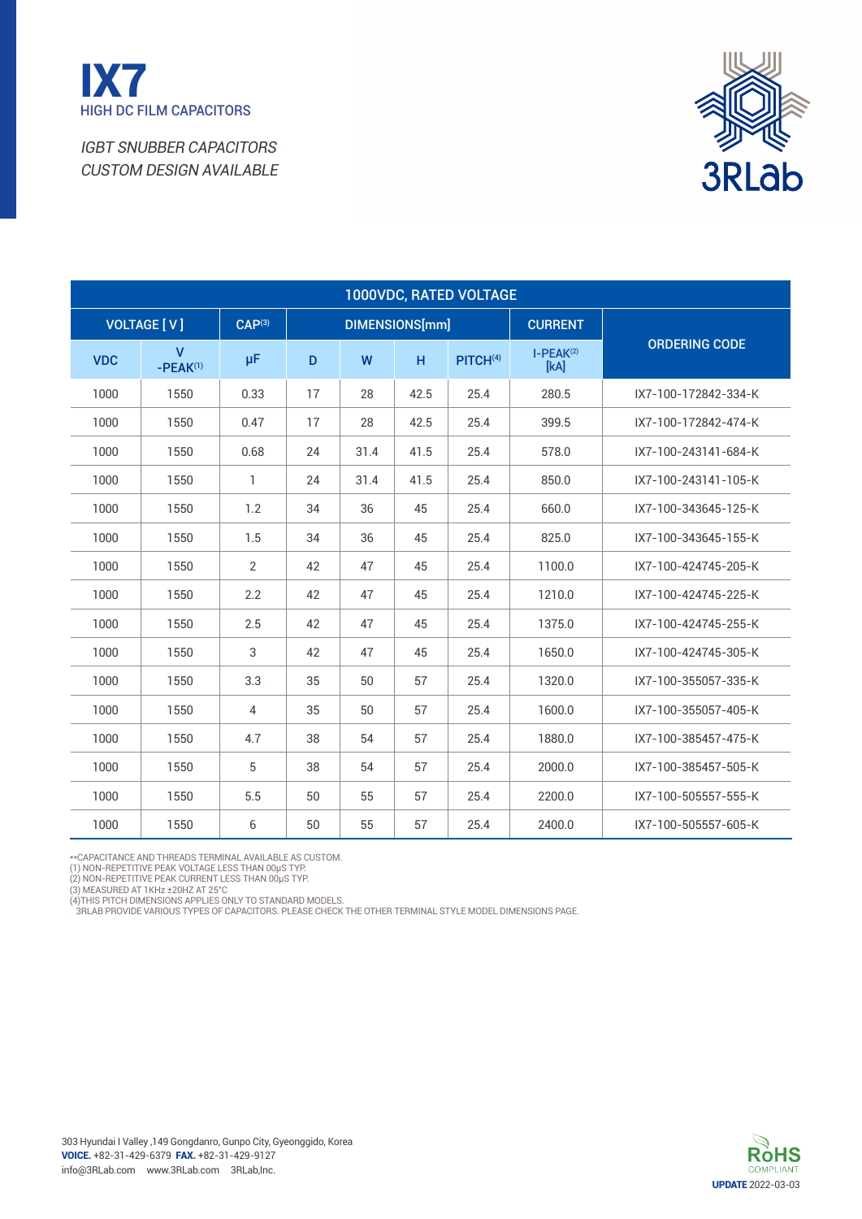# IX7

HIGH DC FILM CAPACITORS

*IGBT SNUBBER CAPACITORS*
*CUSTOM DESIGN AVAILABLE*

3RLab

| 1000VDC, RATED VOLTAGE | | | | | | | | |
|---|---|---|---|---|---|---|---|---|
| VOLTAGE [ V ] | | CAP[3] | DIMENSIONS[mm] | | | | CURRENT | ORDERING CODE |
| VDC | V -PEAK[1] | μF | D | W | H | PITCH[4] | I-PEAK[2] [kA] | |
| 1000 | 1550 | 0.33 | 17 | 28 | 42.5 | 25.4 | 280.5 | IX7-100-172842-334-K |
| 1000 | 1550 | 0.47 | 17 | 28 | 42.5 | 25.4 | 399.5 | IX7-100-172842-474-K |
| 1000 | 1550 | 0.68 | 24 | 31.4 | 41.5 | 25.4 | 578.0 | IX7-100-243141-684-K |
| 1000 | 1550 | 1 | 24 | 31.4 | 41.5 | 25.4 | 850.0 | IX7-100-243141-105-K |
| 1000 | 1550 | 1.2 | 34 | 36 | 45 | 25.4 | 660.0 | IX7-100-343645-125-K |
| 1000 | 1550 | 1.5 | 34 | 36 | 45 | 25.4 | 825.0 | IX7-100-343645-155-K |
| 1000 | 1550 | 2 | 42 | 47 | 45 | 25.4 | 1100.0 | IX7-100-424745-205-K |
| 1000 | 1550 | 2.2 | 42 | 47 | 45 | 25.4 | 1210.0 | IX7-100-424745-225-K |
| 1000 | 1550 | 2.5 | 42 | 47 | 45 | 25.4 | 1375.0 | IX7-100-424745-255-K |
| 1000 | 1550 | 3 | 42 | 47 | 45 | 25.4 | 1650.0 | IX7-100-424745-305-K |
| 1000 | 1550 | 3.3 | 35 | 50 | 57 | 25.4 | 1320.0 | IX7-100-355057-335-K |
| 1000 | 1550 | 4 | 35 | 50 | 57 | 25.4 | 1600.0 | IX7-100-355057-405-K |
| 1000 | 1550 | 4.7 | 38 | 54 | 57 | 25.4 | 1880.0 | IX7-100-385457-475-K |
| 1000 | 1550 | 5 | 38 | 54 | 57 | 25.4 | 2000.0 | IX7-100-385457-505-K |
| 1000 | 1550 | 5.5 | 50 | 55 | 57 | 25.4 | 2200.0 | IX7-100-505557-555-K |
| 1000 | 1550 | 6 | 50 | 55 | 57 | 25.4 | 2400.0 | IX7-100-505557-605-K |

**CAPACITANCE AND THREADS TERMINAL AVAILABLE AS CUSTOM.
(1) NON-REPETITIVE PEAK VOLTAGE LESS THAN 00μS TYP.
(2) NON-REPETITIVE PEAK CURRENT LESS THAN 00μS TYP.
(3) MEASURED AT 1KHz ±20HZ AT 25°C
(4)THIS PITCH DIMENSIONS APPLIES ONLY TO STANDARD MODELS.
3RLAB PROVIDE VARIOUS TYPES OF CAPACITORS. PLEASE CHECK THE OTHER TERMINAL STYLE MODEL DIMENSIONS PAGE.

303 Hyundai I Valley ,149 Gongdanro, Gunpo City, Gyeonggido, Korea
**VOICE.** +82-31-429-6379 **FAX.** +82-31-429-9127
info@3RLab.com www.3RLab.com 3RLab,Inc.

RoHS COMPLIANT

**UPDATE** 2022-03-03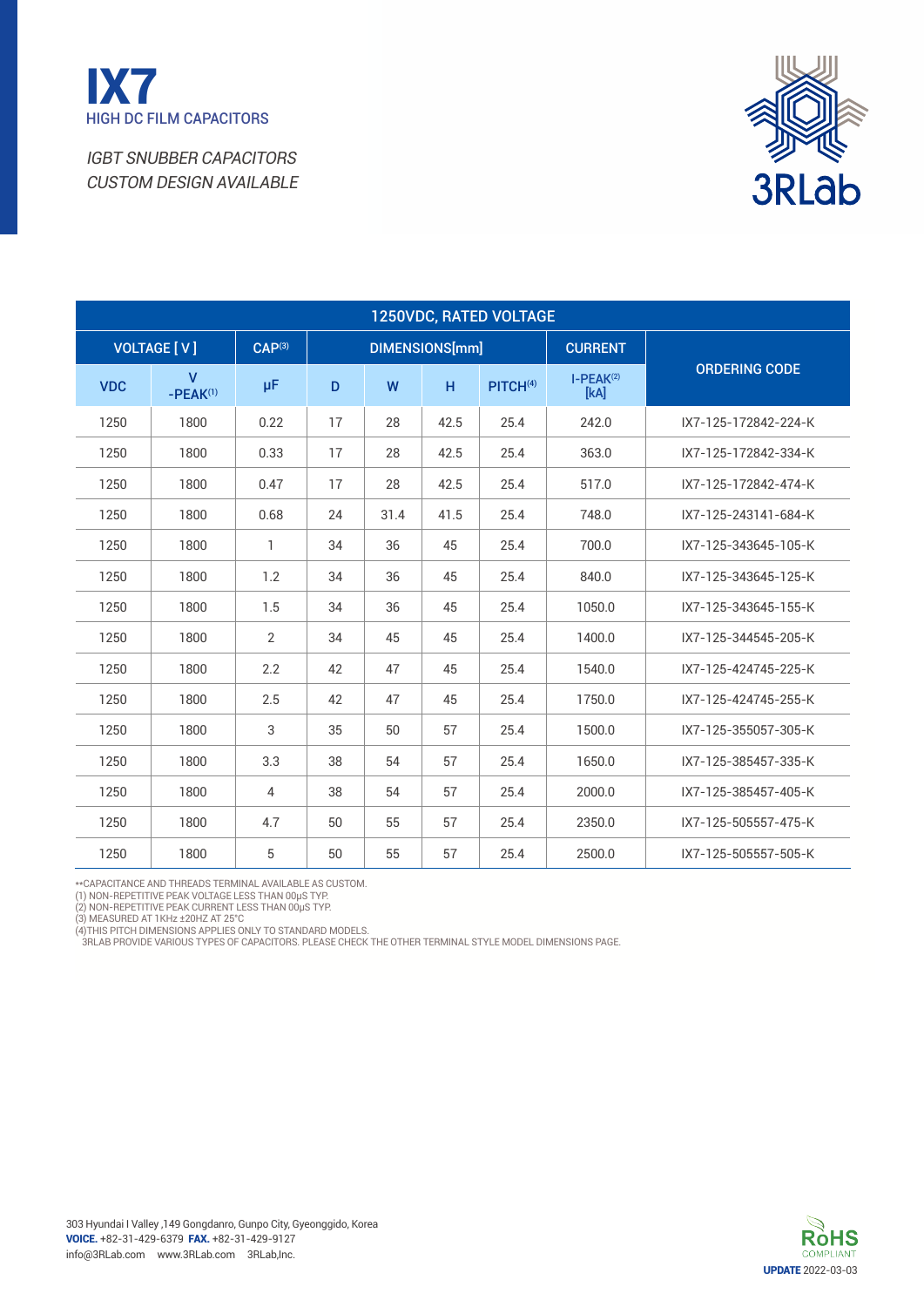# IX7

HIGH DC FILM CAPACITORS

*IGBT SNUBBER CAPACITORS*
*CUSTOM DESIGN AVAILABLE*

| 1250VDC, RATED VOLTAGE | | | | | | | | |
|---|---|---|---|---|---|---|---|---|
| VOLTAGE [ V ] | | CAP[3] | DIMENSIONS[mm] | | | | CURRENT | ORDERING CODE |
| VDC | V -PEAK[1] | μF | D | W | H | PITCH[4] | I-PEAK[2] [kA] | |
| 1250 | 1800 | 0.22 | 17 | 28 | 42.5 | 25.4 | 242.0 | IX7-125-172842-224-K |
| 1250 | 1800 | 0.33 | 17 | 28 | 42.5 | 25.4 | 363.0 | IX7-125-172842-334-K |
| 1250 | 1800 | 0.47 | 17 | 28 | 42.5 | 25.4 | 517.0 | IX7-125-172842-474-K |
| 1250 | 1800 | 0.68 | 24 | 31.4 | 41.5 | 25.4 | 748.0 | IX7-125-243141-684-K |
| 1250 | 1800 | 1 | 34 | 36 | 45 | 25.4 | 700.0 | IX7-125-343645-105-K |
| 1250 | 1800 | 1.2 | 34 | 36 | 45 | 25.4 | 840.0 | IX7-125-343645-125-K |
| 1250 | 1800 | 1.5 | 34 | 36 | 45 | 25.4 | 1050.0 | IX7-125-343645-155-K |
| 1250 | 1800 | 2 | 34 | 45 | 45 | 25.4 | 1400.0 | IX7-125-344545-205-K |
| 1250 | 1800 | 2.2 | 42 | 47 | 45 | 25.4 | 1540.0 | IX7-125-424745-225-K |
| 1250 | 1800 | 2.5 | 42 | 47 | 45 | 25.4 | 1750.0 | IX7-125-424745-255-K |
| 1250 | 1800 | 3 | 35 | 50 | 57 | 25.4 | 1500.0 | IX7-125-355057-305-K |
| 1250 | 1800 | 3.3 | 38 | 54 | 57 | 25.4 | 1650.0 | IX7-125-385457-335-K |
| 1250 | 1800 | 4 | 38 | 54 | 57 | 25.4 | 2000.0 | IX7-125-385457-405-K |
| 1250 | 1800 | 4.7 | 50 | 55 | 57 | 25.4 | 2350.0 | IX7-125-505557-475-K |
| 1250 | 1800 | 5 | 50 | 55 | 57 | 25.4 | 2500.0 | IX7-125-505557-505-K |

**CAPACITANCE AND THREADS TERMINAL AVAILABLE AS CUSTOM.
(1) NON-REPETITIVE PEAK VOLTAGE LESS THAN 00μS TYP.
(2) NON-REPETITIVE PEAK CURRENT LESS THAN 00μS TYP.
(3) MEASURED AT 1KHz ±20HZ AT 25°C
(4)THIS PITCH DIMENSIONS APPLIES ONLY TO STANDARD MODELS.
3RLAB PROVIDE VARIOUS TYPES OF CAPACITORS. PLEASE CHECK THE OTHER TERMINAL STYLE MODEL DIMENSIONS PAGE.

303 Hyundai I Valley ,149 Gongdanro, Gunpo City, Gyeonggido, Korea
**VOICE.** +82-31-429-6379 **FAX.** +82-31-429-9127
info@3RLab.com www.3RLab.com 3RLab,Inc.

RoHS COMPLIANT
**UPDATE** 2022-03-03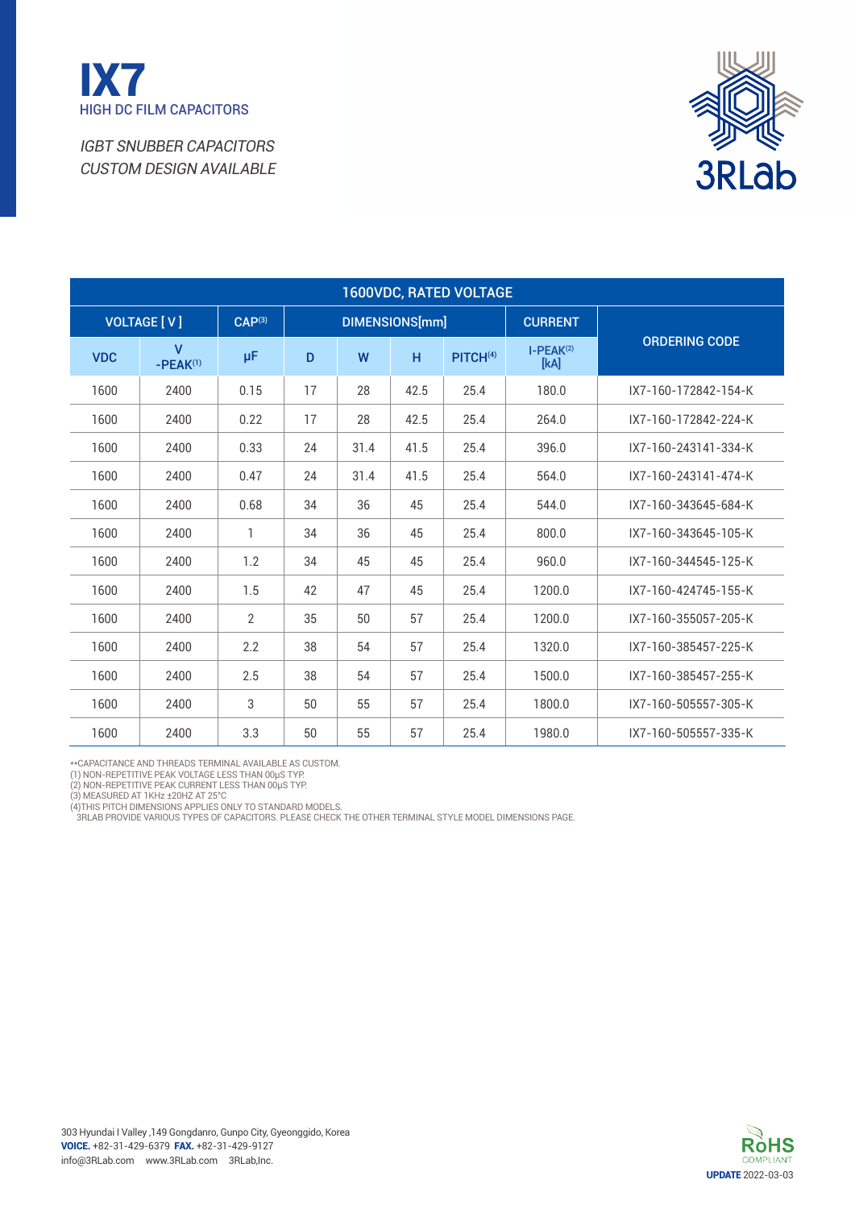# IX7

## HIGH DC FILM CAPACITORS

*IGBT SNUBBER CAPACITORS*
*CUSTOM DESIGN AVAILABLE*

3RLab

| 1600VDC, RATED VOLTAGE | | | | | | | | |
|---|---|---|---|---|---|---|---|---|
| VOLTAGE [ V ] | | CAP[3] | DIMENSIONS[mm] | | | | CURRENT | ORDERING CODE |
| VDC | V -PEAK[1] | μF | D | W | H | PITCH[4] | I-PEAK[2] [kA] | |
| 1600 | 2400 | 0.15 | 17 | 28 | 42.5 | 25.4 | 180.0 | IX7-160-172842-154-K |
| 1600 | 2400 | 0.22 | 17 | 28 | 42.5 | 25.4 | 264.0 | IX7-160-172842-224-K |
| 1600 | 2400 | 0.33 | 24 | 31.4 | 41.5 | 25.4 | 396.0 | IX7-160-243141-334-K |
| 1600 | 2400 | 0.47 | 24 | 31.4 | 41.5 | 25.4 | 564.0 | IX7-160-243141-474-K |
| 1600 | 2400 | 0.68 | 34 | 36 | 45 | 25.4 | 544.0 | IX7-160-343645-684-K |
| 1600 | 2400 | 1 | 34 | 36 | 45 | 25.4 | 800.0 | IX7-160-343645-105-K |
| 1600 | 2400 | 1.2 | 34 | 45 | 45 | 25.4 | 960.0 | IX7-160-344545-125-K |
| 1600 | 2400 | 1.5 | 42 | 47 | 45 | 25.4 | 1200.0 | IX7-160-424745-155-K |
| 1600 | 2400 | 2 | 35 | 50 | 57 | 25.4 | 1200.0 | IX7-160-355057-205-K |
| 1600 | 2400 | 2.2 | 38 | 54 | 57 | 25.4 | 1320.0 | IX7-160-385457-225-K |
| 1600 | 2400 | 2.5 | 38 | 54 | 57 | 25.4 | 1500.0 | IX7-160-385457-255-K |
| 1600 | 2400 | 3 | 50 | 55 | 57 | 25.4 | 1800.0 | IX7-160-505557-305-K |
| 1600 | 2400 | 3.3 | 50 | 55 | 57 | 25.4 | 1980.0 | IX7-160-505557-335-K |

**CAPACITANCE AND THREADS TERMINAL AVAILABLE AS CUSTOM.
(1) NON-REPETITIVE PEAK VOLTAGE LESS THAN 00μS TYP.
(2) NON-REPETITIVE PEAK CURRENT LESS THAN 00μS TYP.
(3) MEASURED AT 1KHz ±20HZ AT 25°C
(4)THIS PITCH DIMENSIONS APPLIES ONLY TO STANDARD MODELS.
3RLAB PROVIDE VARIOUS TYPES OF CAPACITORS. PLEASE CHECK THE OTHER TERMINAL STYLE MODEL DIMENSIONS PAGE.

303 Hyundai I Valley ,149 Gongdanro, Gunpo City, Gyeonggido, Korea
**VOICE.** +82-31-429-6379 **FAX.** +82-31-429-9127
info@3RLab.com www.3RLab.com 3RLab,Inc.

RoHS COMPLIANT
**UPDATE** 2022-03-03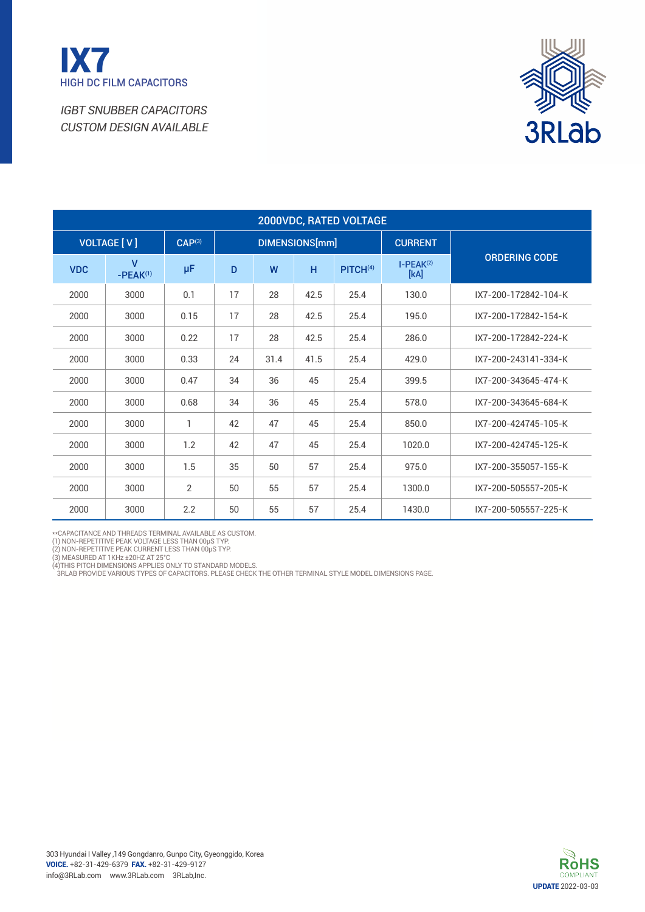# IX7

HIGH DC FILM CAPACITORS

*IGBT SNUBBER CAPACITORS*
*CUSTOM DESIGN AVAILABLE*

3RLab

| 2000VDC, RATED VOLTAGE | | | | | | | | |
|---|---|---|---|---|---|---|---|---|
| VOLTAGE [ V ] | | CAP[3] | DIMENSIONS[mm] | | | | CURRENT | ORDERING CODE |
| VDC | V -PEAK[1] | μF | D | W | H | PITCH[4] | I-PEAK[2] [kA] | |
| 2000 | 3000 | 0.1 | 17 | 28 | 42.5 | 25.4 | 130.0 | IX7-200-172842-104-K |
| 2000 | 3000 | 0.15 | 17 | 28 | 42.5 | 25.4 | 195.0 | IX7-200-172842-154-K |
| 2000 | 3000 | 0.22 | 17 | 28 | 42.5 | 25.4 | 286.0 | IX7-200-172842-224-K |
| 2000 | 3000 | 0.33 | 24 | 31.4 | 41.5 | 25.4 | 429.0 | IX7-200-243141-334-K |
| 2000 | 3000 | 0.47 | 34 | 36 | 45 | 25.4 | 399.5 | IX7-200-343645-474-K |
| 2000 | 3000 | 0.68 | 34 | 36 | 45 | 25.4 | 578.0 | IX7-200-343645-684-K |
| 2000 | 3000 | 1 | 42 | 47 | 45 | 25.4 | 850.0 | IX7-200-424745-105-K |
| 2000 | 3000 | 1.2 | 42 | 47 | 45 | 25.4 | 1020.0 | IX7-200-424745-125-K |
| 2000 | 3000 | 1.5 | 35 | 50 | 57 | 25.4 | 975.0 | IX7-200-355057-155-K |
| 2000 | 3000 | 2 | 50 | 55 | 57 | 25.4 | 1300.0 | IX7-200-505557-205-K |
| 2000 | 3000 | 2.2 | 50 | 55 | 57 | 25.4 | 1430.0 | IX7-200-505557-225-K |

**CAPACITANCE AND THREADS TERMINAL AVAILABLE AS CUSTOM.
(1) NON-REPETITIVE PEAK VOLTAGE LESS THAN 00μS TYP.
(2) NON-REPETITIVE PEAK CURRENT LESS THAN 00μS TYP.
(3) MEASURED AT 1KHz ±20HZ AT 25°C
(4)THIS PITCH DIMENSIONS APPLIES ONLY TO STANDARD MODELS.
3RLAB PROVIDE VARIOUS TYPES OF CAPACITORS. PLEASE CHECK THE OTHER TERMINAL STYLE MODEL DIMENSIONS PAGE.

303 Hyundai I Valley ,149 Gongdanro, Gunpo City, Gyeonggido, Korea
**VOICE.** +82-31-429-6379 **FAX.** +82-31-429-9127
info@3RLab.com www.3RLab.com 3RLab,Inc.

RoHS COMPLIANT

**UPDATE** 2022-03-03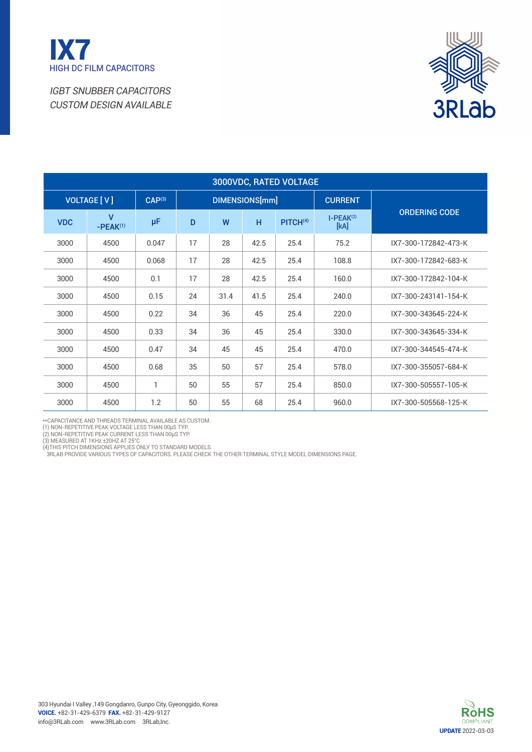# IX7

HIGH DC FILM CAPACITORS

*IGBT SNUBBER CAPACITORS*
*CUSTOM DESIGN AVAILABLE*

3RLab

| 3000VDC, RATED VOLTAGE | | | | | | | | |
|---|---|---|---|---|---|---|---|---|
| VOLTAGE [ V ] | | CAP[3] | DIMENSIONS[mm] | | | | CURRENT | ORDERING CODE |
| VDC | V -PEAK[1] | μF | D | W | H | PITCH[4] | I-PEAK[2] [kA] | |
| 3000 | 4500 | 0.047 | 17 | 28 | 42.5 | 25.4 | 75.2 | IX7-300-172842-473-K |
| 3000 | 4500 | 0.068 | 17 | 28 | 42.5 | 25.4 | 108.8 | IX7-300-172842-683-K |
| 3000 | 4500 | 0.1 | 17 | 28 | 42.5 | 25.4 | 160.0 | IX7-300-172842-104-K |
| 3000 | 4500 | 0.15 | 24 | 31.4 | 41.5 | 25.4 | 240.0 | IX7-300-243141-154-K |
| 3000 | 4500 | 0.22 | 34 | 36 | 45 | 25.4 | 220.0 | IX7-300-343645-224-K |
| 3000 | 4500 | 0.33 | 34 | 36 | 45 | 25.4 | 330.0 | IX7-300-343645-334-K |
| 3000 | 4500 | 0.47 | 34 | 45 | 45 | 25.4 | 470.0 | IX7-300-344545-474-K |
| 3000 | 4500 | 0.68 | 35 | 50 | 57 | 25.4 | 578.0 | IX7-300-355057-684-K |
| 3000 | 4500 | 1 | 50 | 55 | 57 | 25.4 | 850.0 | IX7-300-505557-105-K |
| 3000 | 4500 | 1.2 | 50 | 55 | 68 | 25.4 | 960.0 | IX7-300-505568-125-K |

**CAPACITANCE AND THREADS TERMINAL AVAILABLE AS CUSTOM.
(1) NON-REPETITIVE PEAK VOLTAGE LESS THAN 00μS TYP.
(2) NON-REPETITIVE PEAK CURRENT LESS THAN 00μS TYP.
(3) MEASURED AT 1KHz ±20HZ AT 25°C
(4)THIS PITCH DIMENSIONS APPLIES ONLY TO STANDARD MODELS.
3RLAB PROVIDE VARIOUS TYPES OF CAPACITORS. PLEASE CHECK THE OTHER TERMINAL STYLE MODEL DIMENSIONS PAGE.

303 Hyundai I Valley ,149 Gongdanro, Gunpo City, Gyeonggido, Korea
**VOICE.** +82-31-429-6379 **FAX.** +82-31-429-9127
info@3RLab.com www.3RLab.com 3RLab,Inc.

RoHS COMPLIANT
**UPDATE** 2022-03-03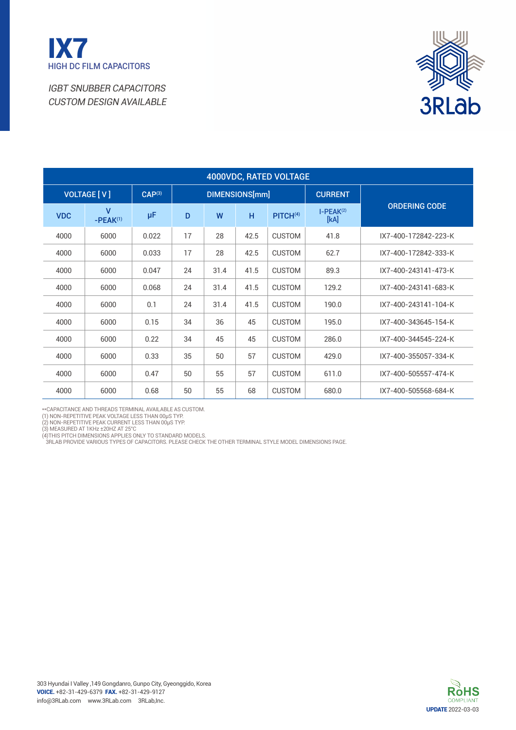# IX7

HIGH DC FILM CAPACITORS

*IGBT SNUBBER CAPACITORS*
*CUSTOM DESIGN AVAILABLE*

3RLab

| 4000VDC, RATED VOLTAGE | | | | | | | | |
|---|---|---|---|---|---|---|---|---|
| VOLTAGE [ V ] | | CAP[3] | DIMENSIONS[mm] | | | | CURRENT | ORDERING CODE |
| VDC | V -PEAK[1] | µF | D | W | H | PITCH[4] | I-PEAK[2] [kA] | |
| 4000 | 6000 | 0.022 | 17 | 28 | 42.5 | CUSTOM | 41.8 | IX7-400-172842-223-K |
| 4000 | 6000 | 0.033 | 17 | 28 | 42.5 | CUSTOM | 62.7 | IX7-400-172842-333-K |
| 4000 | 6000 | 0.047 | 24 | 31.4 | 41.5 | CUSTOM | 89.3 | IX7-400-243141-473-K |
| 4000 | 6000 | 0.068 | 24 | 31.4 | 41.5 | CUSTOM | 129.2 | IX7-400-243141-683-K |
| 4000 | 6000 | 0.1 | 24 | 31.4 | 41.5 | CUSTOM | 190.0 | IX7-400-243141-104-K |
| 4000 | 6000 | 0.15 | 34 | 36 | 45 | CUSTOM | 195.0 | IX7-400-343645-154-K |
| 4000 | 6000 | 0.22 | 34 | 45 | 45 | CUSTOM | 286.0 | IX7-400-344545-224-K |
| 4000 | 6000 | 0.33 | 35 | 50 | 57 | CUSTOM | 429.0 | IX7-400-355057-334-K |
| 4000 | 6000 | 0.47 | 50 | 55 | 57 | CUSTOM | 611.0 | IX7-400-505557-474-K |
| 4000 | 6000 | 0.68 | 50 | 55 | 68 | CUSTOM | 680.0 | IX7-400-505568-684-K |

**CAPACITANCE AND THREADS TERMINAL AVAILABLE AS CUSTOM.
(1) NON-REPETITIVE PEAK VOLTAGE LESS THAN 00µS TYP.
(2) NON-REPETITIVE PEAK CURRENT LESS THAN 00µS TYP.
(3) MEASURED AT 1KHz ±20HZ AT 25°C
(4)THIS PITCH DIMENSIONS APPLIES ONLY TO STANDARD MODELS.
3RLAB PROVIDE VARIOUS TYPES OF CAPACITORS. PLEASE CHECK THE OTHER TERMINAL STYLE MODEL DIMENSIONS PAGE.

303 Hyundai I Valley ,149 Gongdanro, Gunpo City, Gyeonggido, Korea
**VOICE.** +82-31-429-6379 **FAX.** +82-31-429-9127
info@3RLab.com www.3RLab.com 3RLab,Inc.

RoHS COMPLIANT
**UPDATE** 2022-03-03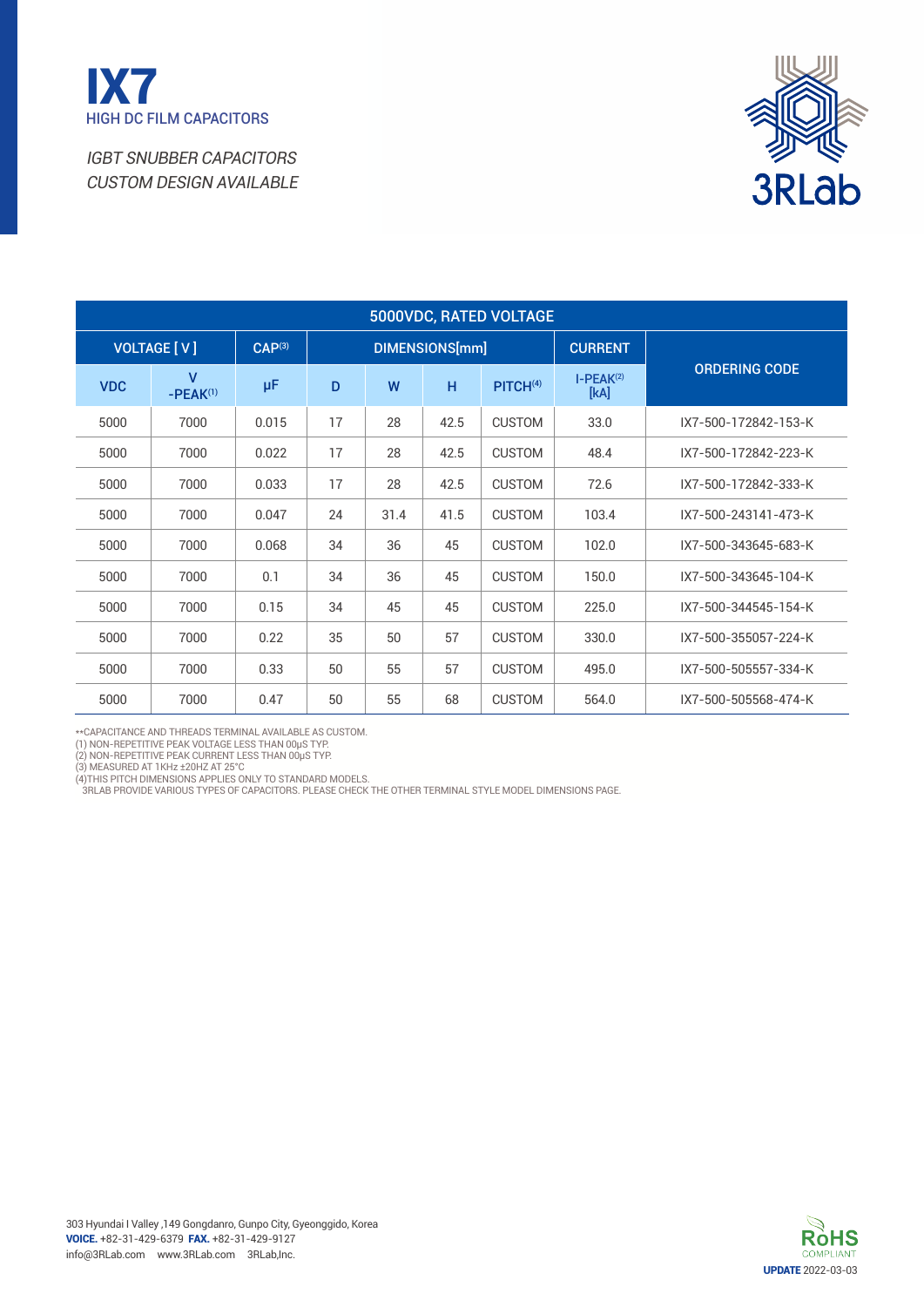# IX7

HIGH DC FILM CAPACITORS

*IGBT SNUBBER CAPACITORS*
*CUSTOM DESIGN AVAILABLE*

3RLab

| 5000VDC, RATED VOLTAGE | | | | | | | | |
|---|---|---|---|---|---|---|---|---|
| VOLTAGE [ V ] | | CAP[3] | DIMENSIONS[mm] | | | | CURRENT | ORDERING CODE |
| VDC | V -PEAK[1] | µF | D | W | H | PITCH[4] | I-PEAK[2] [kA] | |
| 5000 | 7000 | 0.015 | 17 | 28 | 42.5 | CUSTOM | 33.0 | IX7-500-172842-153-K |
| 5000 | 7000 | 0.022 | 17 | 28 | 42.5 | CUSTOM | 48.4 | IX7-500-172842-223-K |
| 5000 | 7000 | 0.033 | 17 | 28 | 42.5 | CUSTOM | 72.6 | IX7-500-172842-333-K |
| 5000 | 7000 | 0.047 | 24 | 31.4 | 41.5 | CUSTOM | 103.4 | IX7-500-243141-473-K |
| 5000 | 7000 | 0.068 | 34 | 36 | 45 | CUSTOM | 102.0 | IX7-500-343645-683-K |
| 5000 | 7000 | 0.1 | 34 | 36 | 45 | CUSTOM | 150.0 | IX7-500-343645-104-K |
| 5000 | 7000 | 0.15 | 34 | 45 | 45 | CUSTOM | 225.0 | IX7-500-344545-154-K |
| 5000 | 7000 | 0.22 | 35 | 50 | 57 | CUSTOM | 330.0 | IX7-500-355057-224-K |
| 5000 | 7000 | 0.33 | 50 | 55 | 57 | CUSTOM | 495.0 | IX7-500-505557-334-K |
| 5000 | 7000 | 0.47 | 50 | 55 | 68 | CUSTOM | 564.0 | IX7-500-505568-474-K |

**CAPACITANCE AND THREADS TERMINAL AVAILABLE AS CUSTOM.
(1) NON-REPETITIVE PEAK VOLTAGE LESS THAN 00µS TYP.
(2) NON-REPETITIVE PEAK CURRENT LESS THAN 00µS TYP.
(3) MEASURED AT 1KHz ±20HZ AT 25°C
(4)THIS PITCH DIMENSIONS APPLIES ONLY TO STANDARD MODELS.
3RLAB PROVIDE VARIOUS TYPES OF CAPACITORS. PLEASE CHECK THE OTHER TERMINAL STYLE MODEL DIMENSIONS PAGE.

303 Hyundai I Valley ,149 Gongdanro, Gunpo City, Gyeonggido, Korea
**VOICE.** +82-31-429-6379 **FAX.** +82-31-429-9127
info@3RLab.com www.3RLab.com 3RLab,Inc.

RoHS COMPLIANT

**UPDATE** 2022-03-03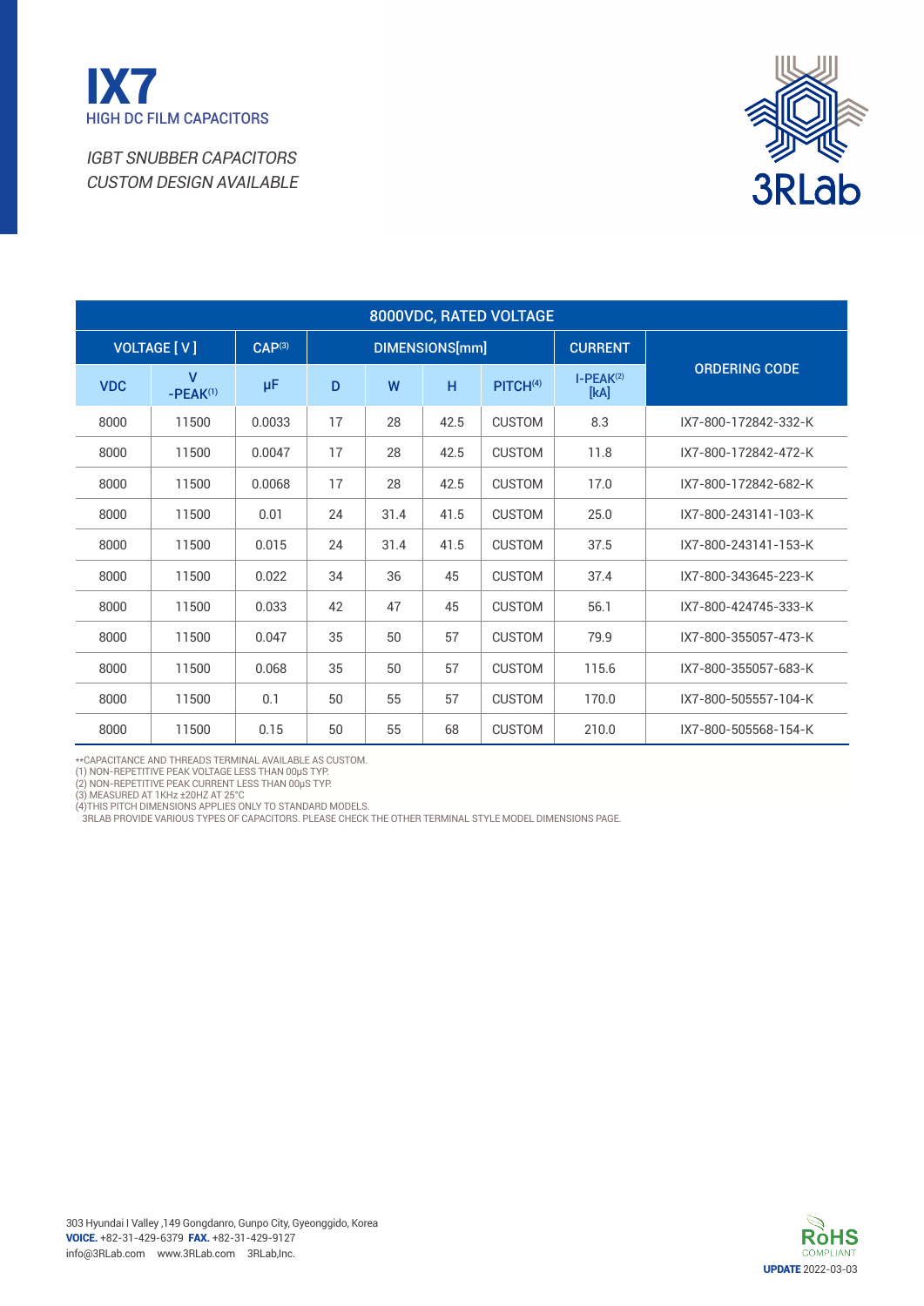# IX7

HIGH DC FILM CAPACITORS

*IGBT SNUBBER CAPACITORS*
*CUSTOM DESIGN AVAILABLE*

3RLab

| 8000VDC, RATED VOLTAGE | | | | | | | | |
|---|---|---|---|---|---|---|---|---|
| VOLTAGE [ V ] | | CAP[3] | DIMENSIONS[mm] | | | | CURRENT | ORDERING CODE |
| VDC | V -PEAK[1] | μF | D | W | H | PITCH[4] | I-PEAK[2] [kA] | |
| 8000 | 11500 | 0.0033 | 17 | 28 | 42.5 | CUSTOM | 8.3 | IX7-800-172842-332-K |
| 8000 | 11500 | 0.0047 | 17 | 28 | 42.5 | CUSTOM | 11.8 | IX7-800-172842-472-K |
| 8000 | 11500 | 0.0068 | 17 | 28 | 42.5 | CUSTOM | 17.0 | IX7-800-172842-682-K |
| 8000 | 11500 | 0.01 | 24 | 31.4 | 41.5 | CUSTOM | 25.0 | IX7-800-243141-103-K |
| 8000 | 11500 | 0.015 | 24 | 31.4 | 41.5 | CUSTOM | 37.5 | IX7-800-243141-153-K |
| 8000 | 11500 | 0.022 | 34 | 36 | 45 | CUSTOM | 37.4 | IX7-800-343645-223-K |
| 8000 | 11500 | 0.033 | 42 | 47 | 45 | CUSTOM | 56.1 | IX7-800-424745-333-K |
| 8000 | 11500 | 0.047 | 35 | 50 | 57 | CUSTOM | 79.9 | IX7-800-355057-473-K |
| 8000 | 11500 | 0.068 | 35 | 50 | 57 | CUSTOM | 115.6 | IX7-800-355057-683-K |
| 8000 | 11500 | 0.1 | 50 | 55 | 57 | CUSTOM | 170.0 | IX7-800-505557-104-K |
| 8000 | 11500 | 0.15 | 50 | 55 | 68 | CUSTOM | 210.0 | IX7-800-505568-154-K |

**CAPACITANCE AND THREADS TERMINAL AVAILABLE AS CUSTOM.
(1) NON-REPETITIVE PEAK VOLTAGE LESS THAN 00μS TYP.
(2) NON-REPETITIVE PEAK CURRENT LESS THAN 00μS TYP.
(3) MEASURED AT 1KHz ±20HZ AT 25°C
(4)THIS PITCH DIMENSIONS APPLIES ONLY TO STANDARD MODELS.
3RLAB PROVIDE VARIOUS TYPES OF CAPACITORS. PLEASE CHECK THE OTHER TERMINAL STYLE MODEL DIMENSIONS PAGE.

303 Hyundai I Valley ,149 Gongdanro, Gunpo City, Gyeonggido, Korea
**VOICE.** +82-31-429-6379 **FAX.** +82-31-429-9127
info@3RLab.com www.3RLab.com 3RLab,Inc.

RoHS COMPLIANT

**UPDATE** 2022-03-03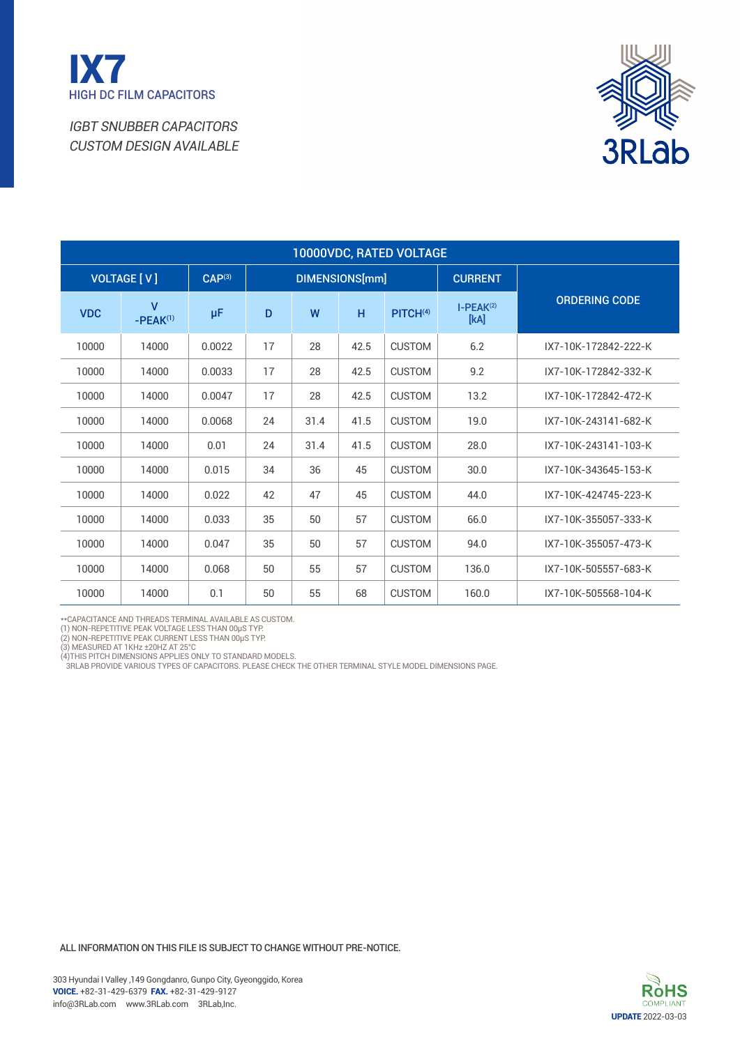# IX7

HIGH DC FILM CAPACITORS

*IGBT SNUBBER CAPACITORS*
*CUSTOM DESIGN AVAILABLE*

3RLab

| 10000VDC, RATED VOLTAGE | | | | | | | | |
|---|---|---|---|---|---|---|---|---|
| VOLTAGE [ V ] | | CAP(3) | DIMENSIONS[mm] | | | | CURRENT | ORDERING CODE |
| VDC | V -PEAK(1) | μF | D | W | H | PITCH(4) | I-PEAK(2) [kA] | |
| 10000 | 14000 | 0.0022 | 17 | 28 | 42.5 | CUSTOM | 6.2 | IX7-10K-172842-222-K |
| 10000 | 14000 | 0.0033 | 17 | 28 | 42.5 | CUSTOM | 9.2 | IX7-10K-172842-332-K |
| 10000 | 14000 | 0.0047 | 17 | 28 | 42.5 | CUSTOM | 13.2 | IX7-10K-172842-472-K |
| 10000 | 14000 | 0.0068 | 24 | 31.4 | 41.5 | CUSTOM | 19.0 | IX7-10K-243141-682-K |
| 10000 | 14000 | 0.01 | 24 | 31.4 | 41.5 | CUSTOM | 28.0 | IX7-10K-243141-103-K |
| 10000 | 14000 | 0.015 | 34 | 36 | 45 | CUSTOM | 30.0 | IX7-10K-343645-153-K |
| 10000 | 14000 | 0.022 | 42 | 47 | 45 | CUSTOM | 44.0 | IX7-10K-424745-223-K |
| 10000 | 14000 | 0.033 | 35 | 50 | 57 | CUSTOM | 66.0 | IX7-10K-355057-333-K |
| 10000 | 14000 | 0.047 | 35 | 50 | 57 | CUSTOM | 94.0 | IX7-10K-355057-473-K |
| 10000 | 14000 | 0.068 | 50 | 55 | 57 | CUSTOM | 136.0 | IX7-10K-505557-683-K |
| 10000 | 14000 | 0.1 | 50 | 55 | 68 | CUSTOM | 160.0 | IX7-10K-505568-104-K |

**CAPACITANCE AND THREADS TERMINAL AVAILABLE AS CUSTOM.
(1) NON-REPETITIVE PEAK VOLTAGE LESS THAN 00μS TYP.
(2) NON-REPETITIVE PEAK CURRENT LESS THAN 00μS TYP.
(3) MEASURED AT 1KHz ±20HZ AT 25°C
(4)THIS PITCH DIMENSIONS APPLIES ONLY TO STANDARD MODELS.
3RLAB PROVIDE VARIOUS TYPES OF CAPACITORS. PLEASE CHECK THE OTHER TERMINAL STYLE MODEL DIMENSIONS PAGE.

ALL INFORMATION ON THIS FILE IS SUBJECT TO CHANGE WITHOUT PRE-NOTICE.

303 Hyundai I Valley ,149 Gongdanro, Gunpo City, Gyeonggido, Korea
**VOICE.** +82-31-429-6379 **FAX.** +82-31-429-9127
info@3RLab.com www.3RLab.com 3RLab,Inc.

RoHS COMPLIANT

**UPDATE** 2022-03-03